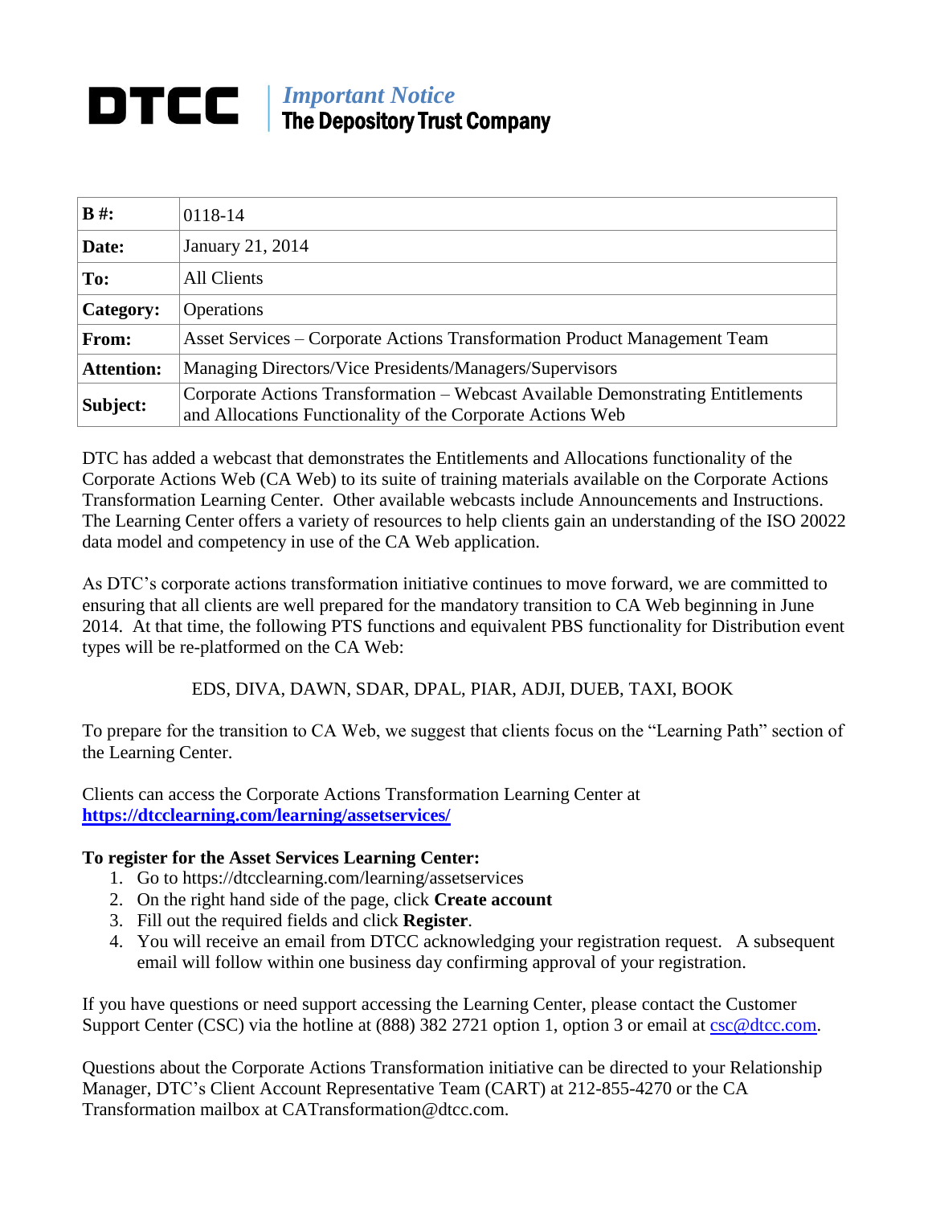# DTCC

*Important Notice*
**The Depository Trust Company**

| **B #:** | 0118-14 |
| --- | --- |
| **Date:** | January 21, 2014 |
| **To:** | All Clients |
| **Category:** | Operations |
| **From:** | Asset Services – Corporate Actions Transformation Product Management Team |
| **Attention:** | Managing Directors/Vice Presidents/Managers/Supervisors |
| **Subject:** | Corporate Actions Transformation – Webcast Available Demonstrating Entitlements and Allocations Functionality of the Corporate Actions Web |

DTC has added a webcast that demonstrates the Entitlements and Allocations functionality of the Corporate Actions Web (CA Web) to its suite of training materials available on the Corporate Actions Transformation Learning Center. Other available webcasts include Announcements and Instructions. The Learning Center offers a variety of resources to help clients gain an understanding of the ISO 20022 data model and competency in use of the CA Web application.

As DTC's corporate actions transformation initiative continues to move forward, we are committed to ensuring that all clients are well prepared for the mandatory transition to CA Web beginning in June 2014. At that time, the following PTS functions and equivalent PBS functionality for Distribution event types will be re-platformed on the CA Web:

EDS, DIVA, DAWN, SDAR, DPAL, PIAR, ADJI, DUEB, TAXI, BOOK

To prepare for the transition to CA Web, we suggest that clients focus on the "Learning Path" section of the Learning Center.

Clients can access the Corporate Actions Transformation Learning Center at **https://dtcclearning.com/learning/assetservices/**

**To register for the Asset Services Learning Center:**

1. Go to https://dtcclearning.com/learning/assetservices
2. On the right hand side of the page, click **Create account**
3. Fill out the required fields and click **Register**.
4. You will receive an email from DTCC acknowledging your registration request. A subsequent email will follow within one business day confirming approval of your registration.

If you have questions or need support accessing the Learning Center, please contact the Customer Support Center (CSC) via the hotline at (888) 382 2721 option 1, option 3 or email at csc@dtcc.com.

Questions about the Corporate Actions Transformation initiative can be directed to your Relationship Manager, DTC's Client Account Representative Team (CART) at 212-855-4270 or the CA Transformation mailbox at CATransformation@dtcc.com.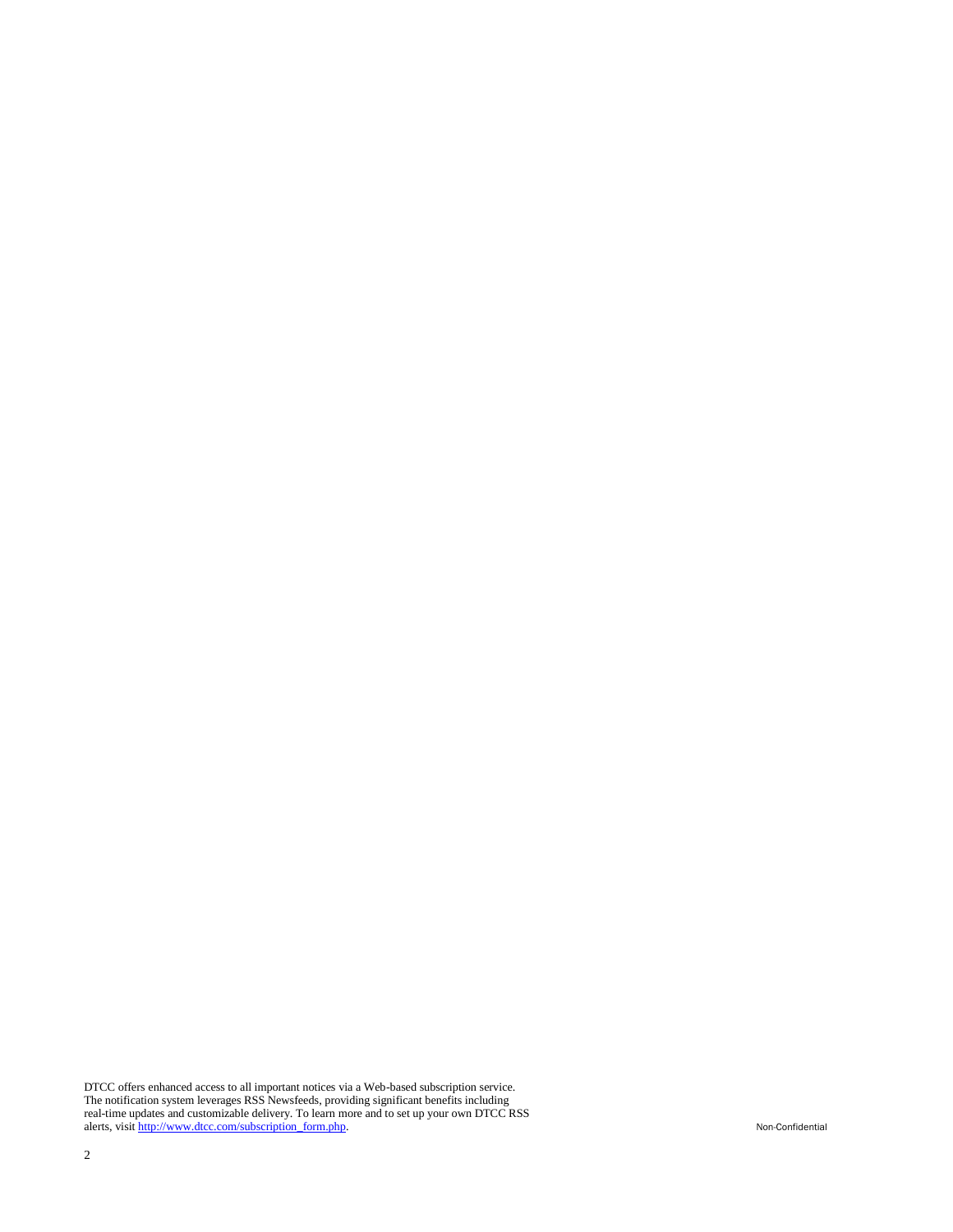DTCC offers enhanced access to all important notices via a Web-based subscription service. The notification system leverages RSS Newsfeeds, providing significant benefits including real-time updates and customizable delivery. To learn more and to set up your own DTCC RSS alerts, visit [http://www.dtcc.com/subscription_form.php](http://www.dtcc.com/subscription_form.php).

Non-Confidential